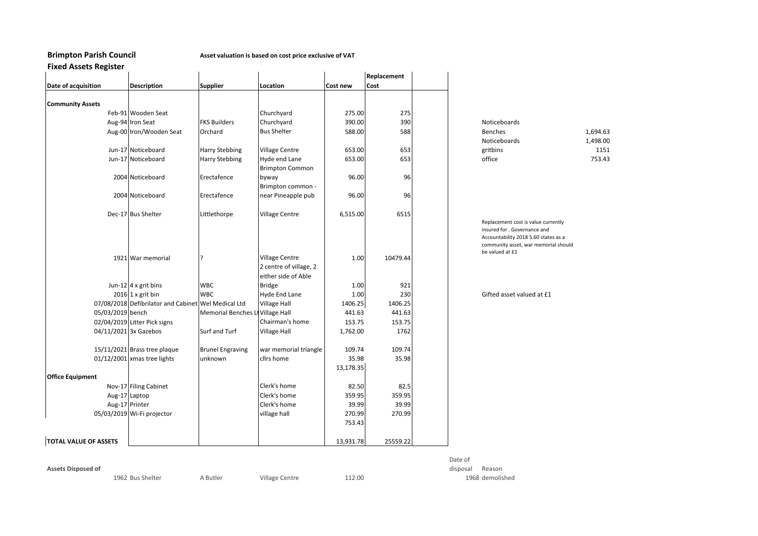**Brimpton Parish Council**

**Fixed Assets Register**

**Asset valuation is based on cost price exclusive of VAT**

| Date of acquisition | Description | Supplier | Location | Cost new | Replacement Cost |
|---|---|---|---|---|---|
| **Community Assets** | | | | | |
| Feb-91 | Wooden Seat | | Churchyard | 275.00 | 275 |
| Aug-94 | Iron Seat | FKS Builders | Churchyard | 390.00 | 390 |
| Aug-00 | Iron/Wooden Seat | Orchard | Bus Shelter | 588.00 | 588 |
| Jun-17 | Noticeboard | Harry Stebbing | Village Centre | 653.00 | 653 |
| Jun-17 | Noticeboard | Harry Stebbing | Hyde end Lane | 653.00 | 653 |
| 2004 | Noticeboard | Erectafence | Brimpton Common byway | 96.00 | 96 |
| 2004 | Noticeboard | Erectafence | Brimpton common - near Pineapple pub | 96.00 | 96 |
| Dec-17 | Bus Shelter | Littlethorpe | Village Centre | 6,515.00 | 6515 |
| 1921 | War memorial | ? | Village Centre | 1.00 | 10479.44 |
| Jun-12 | 4 x grit bins | WBC | 2 centre of village, 2 either side of Able Bridge | 1.00 | 921 |
| 2016 | 1 x grit bin | WBC | Hyde End Lane | 1.00 | 230 |
| 07/08/2018 | Defibrilator and Cabinet | Wel Medical Ltd | Village Hall | 1406.25 | 1406.25 |
| 05/03/2019 | bench | Memorial Benches Lt | Village Hall | 441.63 | 441.63 |
| 02/04/2019 | Litter Pick signs | | Chairman's home | 153.75 | 153.75 |
| 04/11/2021 | 3x Gazebos | Surf and Turf | Village Hall | 1,762.00 | 1762 |
| 15/11/2021 | Brass tree plaque | Brunel Engraving | war memorial triangle | 109.74 | 109.74 |
| 01/12/2001 | xmas tree lights | unknown | cllrs home | 35.98 | 35.98 |
| | | | | 13,178.35 | |
| **Office Equipment** | | | | | |
| Nov-17 | Filing Cabinet | | Clerk's home | 82.50 | 82.5 |
| Aug-17 | Laptop | | Clerk's home | 359.95 | 359.95 |
| Aug-17 | Printer | | Clerk's home | 39.99 | 39.99 |
| 05/03/2019 | Wi-Fi projector | | village hall | 270.99 | 270.99 |
| | | | | 753.43 | |
| **TOTAL VALUE OF ASSETS** | | | | 13,931.78 | 25559.22 |

| | |
|---|---|
| Noticeboards | |
| Benches | 1,694.63 |
| Noticeboards | 1,498.00 |
| gritbins | 1151 |
| office | 753.43 |

Replacement cost is value currently insured for . Governance and Accountability 2018 5.60 states as a community asset, war memorial should be valued at £1

Gifted asset valued at £1

**Assets Disposed of**

| | | | | | Date of disposal | Reason |
|---|---|---|---|---|---|---|
| 1962 | Bus Shelter | A Butler | Village Centre | 112.00 | 1968 | demolished |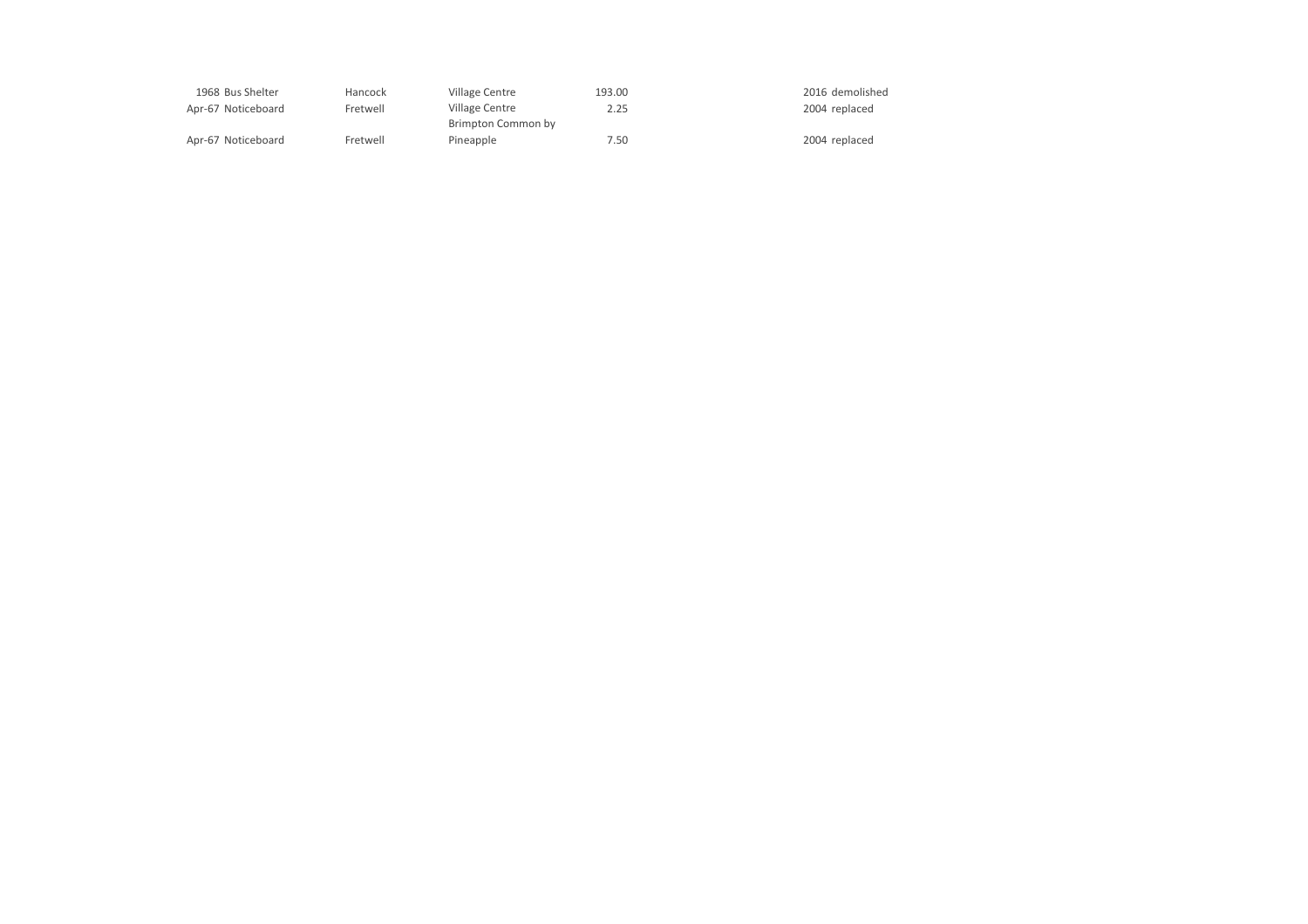| | | | | | | |
|---|---|---|---|---|---|---|
| 1968 | Bus Shelter | Hancock | Village Centre | 193.00 | 2016 | demolished |
| Apr-67 | Noticeboard | Fretwell | Village Centre | 2.25 | 2004 | replaced |
| Apr-67 | Noticeboard | Fretwell | Brimpton Common by Pineapple | 7.50 | 2004 | replaced |